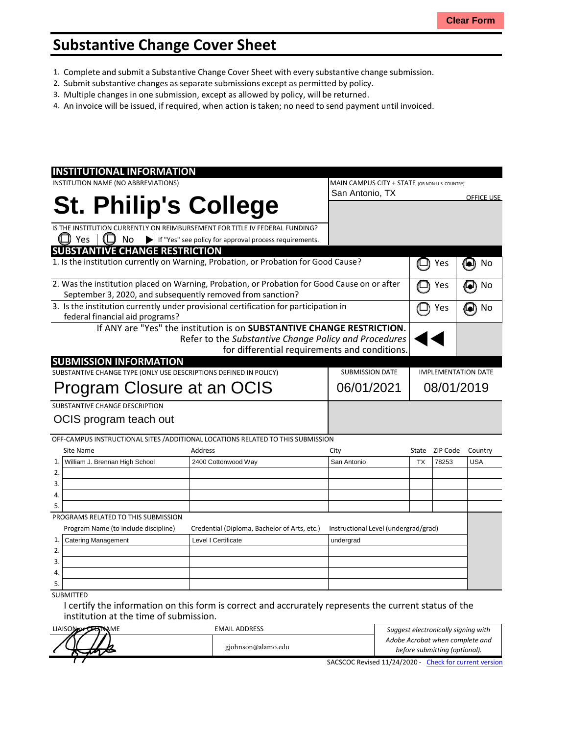Clear Form

# Substantive Change Cover Sheet

1. Complete and submit a Substantive Change Cover Sheet with every substantive change submission.
2. Submit substantive changes as separate submissions except as permitted by policy.
3. Multiple changes in one submission, except as allowed by policy, will be returned.
4. An invoice will be issued, if required, when action is taken; no need to send payment until invoiced.

## INSTITUTIONAL INFORMATION

INSTITUTION NAME (NO ABBREVIATIONS): **St. Philip's College**

MAIN CAMPUS CITY + STATE (OR NON-U.S. COUNTRY): San Antonio, TX

OFFICE USE

IS THE INSTITUTION CURRENTLY ON REIMBURSEMENT FOR TITLE IV FEDERAL FUNDING?
☐ Yes ☐ No ▶ If "Yes" see policy for approval process requirements.

## SUBSTANTIVE CHANGE RESTRICTION

| Question | Yes | No |
|---|---|---|
| 1. Is the institution currently on Warning, Probation, or Probation for Good Cause? | ☐ | ☒ |
| 2. Was the institution placed on Warning, Probation, or Probation for Good Cause on or after September 3, 2020, and subsequently removed from sanction? | ☐ | ☒ |
| 3. Is the institution currently under provisional certification for participation in federal financial aid programs? | ☐ | ☒ |

If ANY are "Yes" the institution is on **SUBSTANTIVE CHANGE RESTRICTION.** Refer to the *Substantive Change Policy and Procedures* for differential requirements and conditions. ◀◀

## SUBMISSION INFORMATION

| SUBSTANTIVE CHANGE TYPE (ONLY USE DESCRIPTIONS DEFINED IN POLICY) | SUBMISSION DATE | IMPLEMENTATION DATE |
|---|---|---|
| Program Closure at an OCIS | 06/01/2021 | 08/01/2019 |

SUBSTANTIVE CHANGE DESCRIPTION: OCIS program teach out

OFF-CAMPUS INSTRUCTIONAL SITES /ADDITIONAL LOCATIONS RELATED TO THIS SUBMISSION

| | Site Name | Address | City | State | ZIP Code | Country |
|---|---|---|---|---|---|---|
| 1. | William J. Brennan High School | 2400 Cottonwood Way | San Antonio | TX | 78253 | USA |
| 2. | | | | | | |
| 3. | | | | | | |
| 4. | | | | | | |
| 5. | | | | | | |

PROGRAMS RELATED TO THIS SUBMISSION

| | Program Name (to include discipline) | Credential (Diploma, Bachelor of Arts, etc.) | Instructional Level (undergrad/grad) |
|---|---|---|---|
| 1. | Catering Management | Level I Certificate | undergrad |
| 2. | | | |
| 3. | | | |
| 4. | | | |
| 5. | | | |

SUBMITTED

I certify the information on this form is correct and accrurately represents the current status of the institution at the time of submission.

| LIAISON or CEO NAME | EMAIL ADDRESS | |
|---|---|---|
| [signature] | gjohnson@alamo.edu | *Suggest electronically signing with Adobe Acrobat when complete and before submitting (optional).* |

SACSCOC Revised 11/24/2020 - Check for current version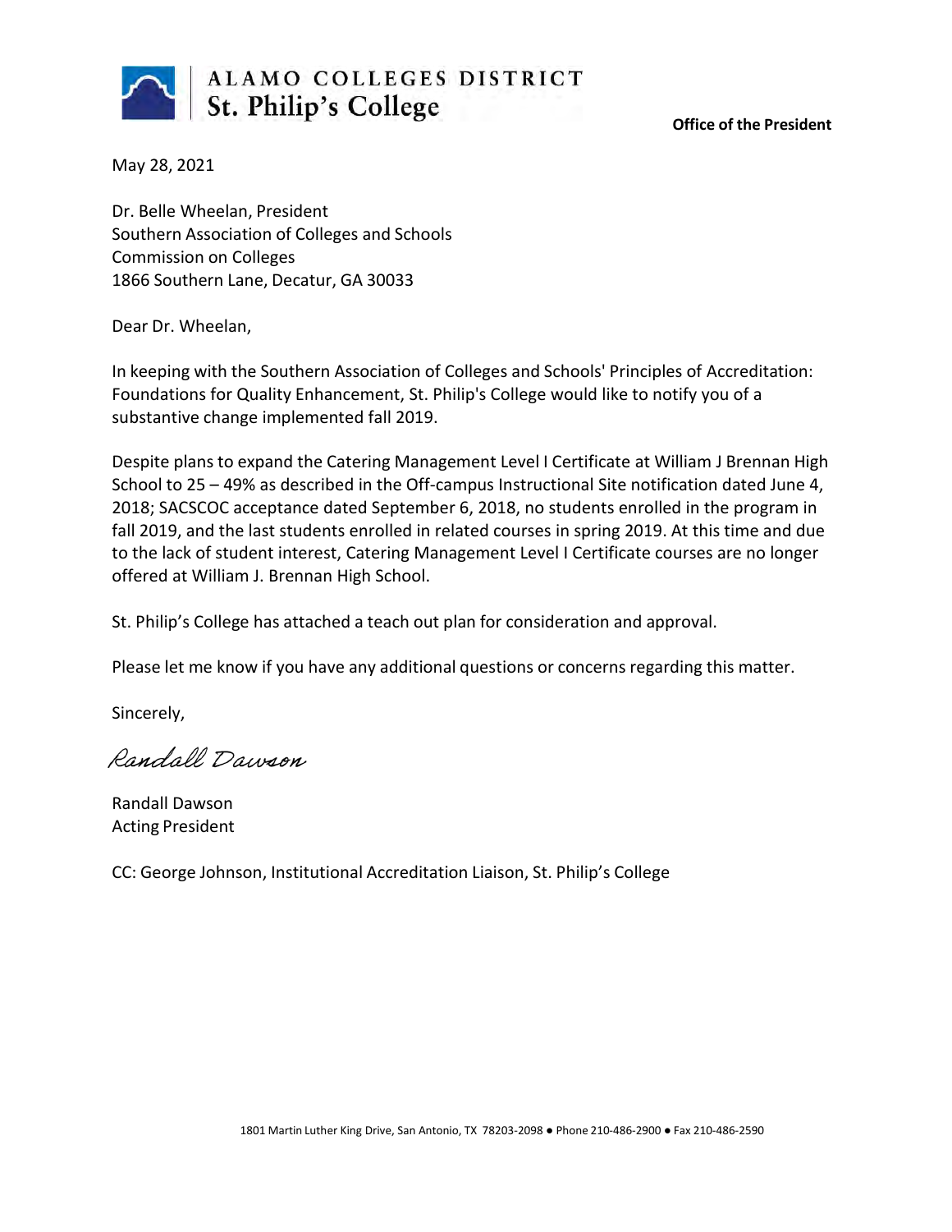**ALAMO COLLEGES DISTRICT**
**St. Philip's College**

**Office of the President**

May 28, 2021

Dr. Belle Wheelan, President
Southern Association of Colleges and Schools
Commission on Colleges
1866 Southern Lane, Decatur, GA 30033

Dear Dr. Wheelan,

In keeping with the Southern Association of Colleges and Schools' Principles of Accreditation: Foundations for Quality Enhancement, St. Philip's College would like to notify you of a substantive change implemented fall 2019.

Despite plans to expand the Catering Management Level I Certificate at William J Brennan High School to 25 – 49% as described in the Off-campus Instructional Site notification dated June 4, 2018; SACSCOC acceptance dated September 6, 2018, no students enrolled in the program in fall 2019, and the last students enrolled in related courses in spring 2019. At this time and due to the lack of student interest, Catering Management Level I Certificate courses are no longer offered at William J. Brennan High School.

St. Philip's College has attached a teach out plan for consideration and approval.

Please let me know if you have any additional questions or concerns regarding this matter.

Sincerely,

*Randall Dawson*

Randall Dawson
Acting President

CC: George Johnson, Institutional Accreditation Liaison, St. Philip's College

1801 Martin Luther King Drive, San Antonio, TX 78203-2098 ● Phone 210-486-2900 ● Fax 210-486-2590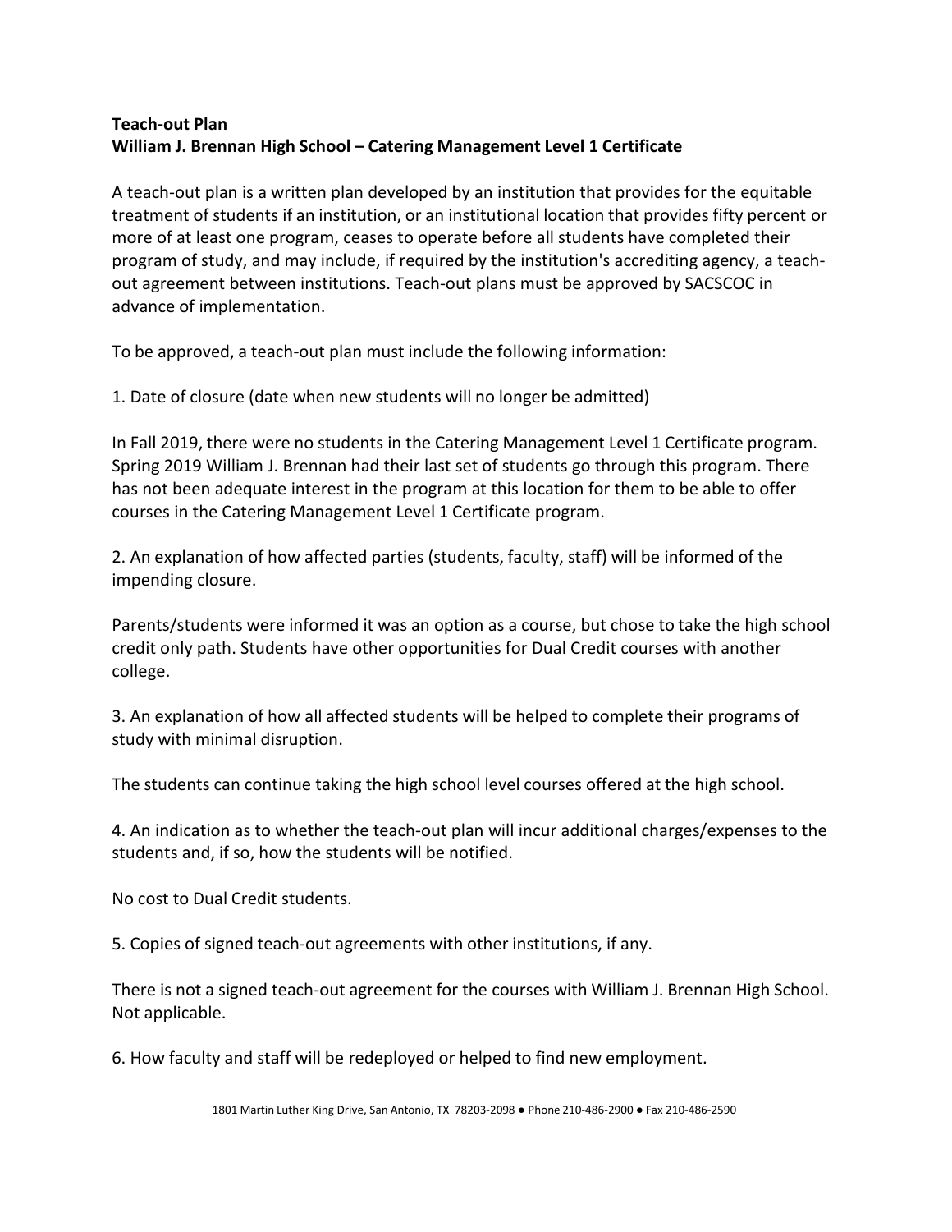**Teach-out Plan**
**William J. Brennan High School – Catering Management Level 1 Certificate**

A teach-out plan is a written plan developed by an institution that provides for the equitable treatment of students if an institution, or an institutional location that provides fifty percent or more of at least one program, ceases to operate before all students have completed their program of study, and may include, if required by the institution's accrediting agency, a teach-out agreement between institutions. Teach-out plans must be approved by SACSCOC in advance of implementation.

To be approved, a teach-out plan must include the following information:

1. Date of closure (date when new students will no longer be admitted)

In Fall 2019, there were no students in the Catering Management Level 1 Certificate program. Spring 2019 William J. Brennan had their last set of students go through this program. There has not been adequate interest in the program at this location for them to be able to offer courses in the Catering Management Level 1 Certificate program.

2. An explanation of how affected parties (students, faculty, staff) will be informed of the impending closure.

Parents/students were informed it was an option as a course, but chose to take the high school credit only path. Students have other opportunities for Dual Credit courses with another college.

3. An explanation of how all affected students will be helped to complete their programs of study with minimal disruption.

The students can continue taking the high school level courses offered at the high school.

4. An indication as to whether the teach-out plan will incur additional charges/expenses to the students and, if so, how the students will be notified.

No cost to Dual Credit students.

5. Copies of signed teach-out agreements with other institutions, if any.

There is not a signed teach-out agreement for the courses with William J. Brennan High School. Not applicable.

6. How faculty and staff will be redeployed or helped to find new employment.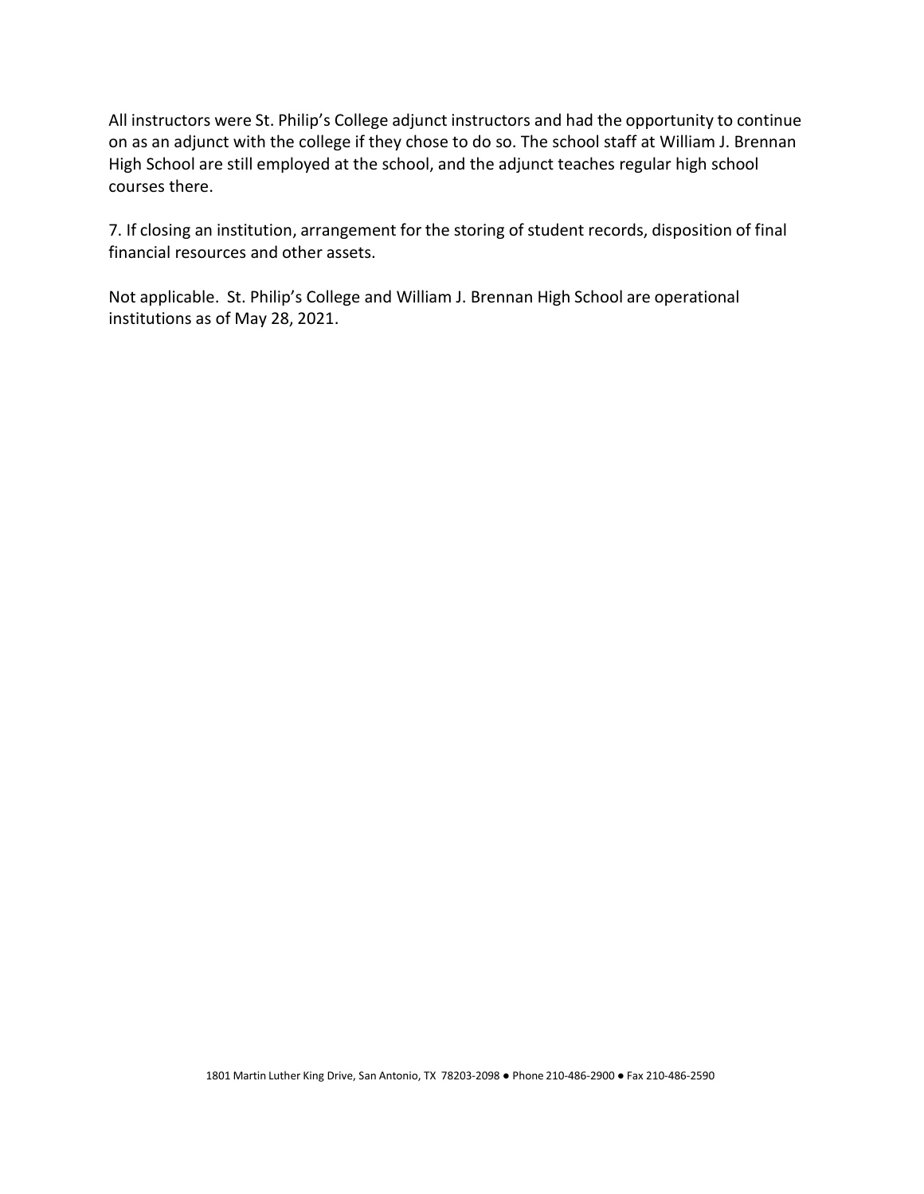All instructors were St. Philip's College adjunct instructors and had the opportunity to continue on as an adjunct with the college if they chose to do so. The school staff at William J. Brennan High School are still employed at the school, and the adjunct teaches regular high school courses there.

7. If closing an institution, arrangement for the storing of student records, disposition of final financial resources and other assets.

Not applicable. St. Philip's College and William J. Brennan High School are operational institutions as of May 28, 2021.